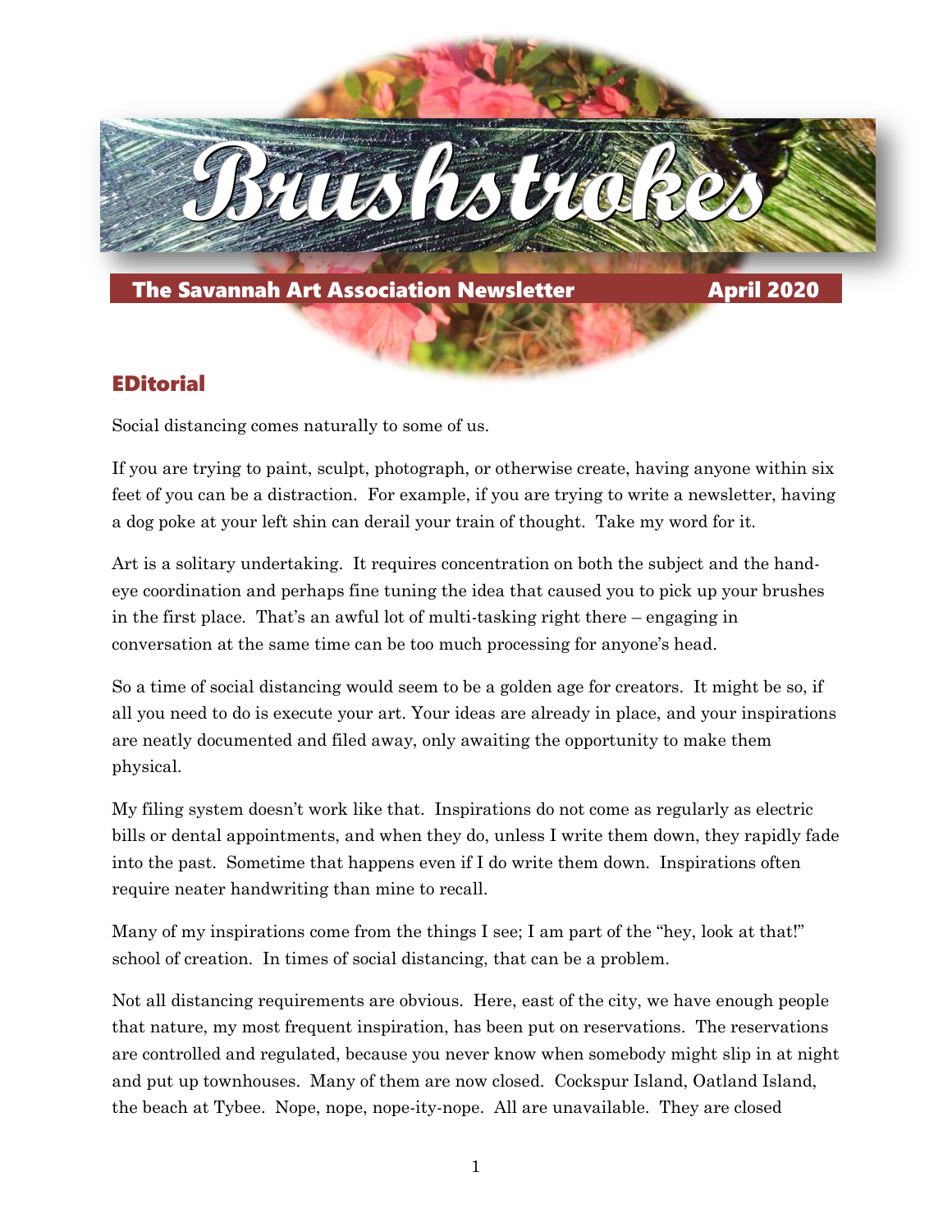# Brushstrokes

**The Savannah Art Association Newsletter** **April 2020**

## EDitorial

Social distancing comes naturally to some of us.

If you are trying to paint, sculpt, photograph, or otherwise create, having anyone within six feet of you can be a distraction. For example, if you are trying to write a newsletter, having a dog poke at your left shin can derail your train of thought. Take my word for it.

Art is a solitary undertaking. It requires concentration on both the subject and the hand-eye coordination and perhaps fine tuning the idea that caused you to pick up your brushes in the first place. That's an awful lot of multi-tasking right there – engaging in conversation at the same time can be too much processing for anyone's head.

So a time of social distancing would seem to be a golden age for creators. It might be so, if all you need to do is execute your art. Your ideas are already in place, and your inspirations are neatly documented and filed away, only awaiting the opportunity to make them physical.

My filing system doesn't work like that. Inspirations do not come as regularly as electric bills or dental appointments, and when they do, unless I write them down, they rapidly fade into the past. Sometime that happens even if I do write them down. Inspirations often require neater handwriting than mine to recall.

Many of my inspirations come from the things I see; I am part of the "hey, look at that!" school of creation. In times of social distancing, that can be a problem.

Not all distancing requirements are obvious. Here, east of the city, we have enough people that nature, my most frequent inspiration, has been put on reservations. The reservations are controlled and regulated, because you never know when somebody might slip in at night and put up townhouses. Many of them are now closed. Cockspur Island, Oatland Island, the beach at Tybee. Nope, nope, nope-ity-nope. All are unavailable. They are closed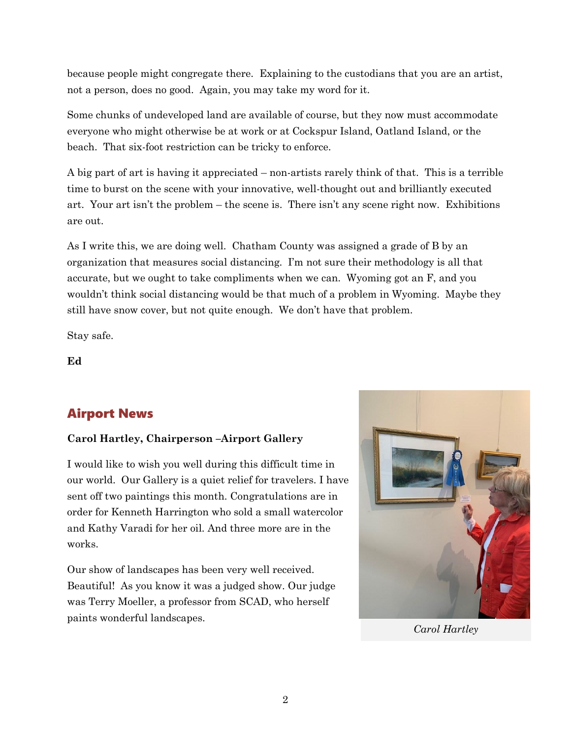because people might congregate there. Explaining to the custodians that you are an artist, not a person, does no good. Again, you may take my word for it.

Some chunks of undeveloped land are available of course, but they now must accommodate everyone who might otherwise be at work or at Cockspur Island, Oatland Island, or the beach. That six-foot restriction can be tricky to enforce.

A big part of art is having it appreciated – non-artists rarely think of that. This is a terrible time to burst on the scene with your innovative, well-thought out and brilliantly executed art. Your art isn't the problem – the scene is. There isn't any scene right now. Exhibitions are out.

As I write this, we are doing well. Chatham County was assigned a grade of B by an organization that measures social distancing. I'm not sure their methodology is all that accurate, but we ought to take compliments when we can. Wyoming got an F, and you wouldn't think social distancing would be that much of a problem in Wyoming. Maybe they still have snow cover, but not quite enough. We don't have that problem.

Stay safe.

**Ed**

## Airport News

**Carol Hartley, Chairperson –Airport Gallery**

I would like to wish you well during this difficult time in our world. Our Gallery is a quiet relief for travelers. I have sent off two paintings this month. Congratulations are in order for Kenneth Harrington who sold a small watercolor and Kathy Varadi for her oil. And three more are in the works.

Our show of landscapes has been very well received. Beautiful! As you know it was a judged show. Our judge was Terry Moeller, a professor from SCAD, who herself paints wonderful landscapes.

*Carol Hartley*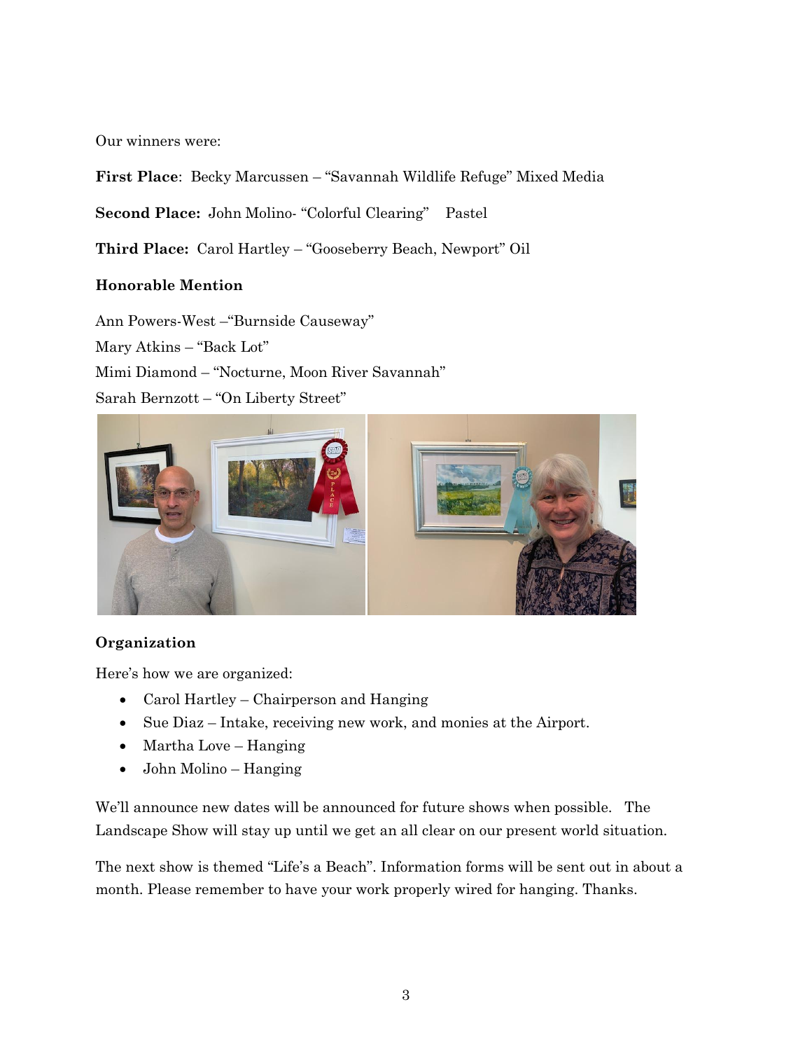Our winners were:

**First Place**: Becky Marcussen – "Savannah Wildlife Refuge" Mixed Media

**Second Place:** John Molino- "Colorful Clearing" Pastel

**Third Place:** Carol Hartley – "Gooseberry Beach, Newport" Oil

**Honorable Mention**

Ann Powers-West –"Burnside Causeway"

Mary Atkins – "Back Lot"

Mimi Diamond – "Nocturne, Moon River Savannah"

Sarah Bernzott – "On Liberty Street"

**Organization**

Here's how we are organized:

- Carol Hartley – Chairperson and Hanging
- Sue Diaz – Intake, receiving new work, and monies at the Airport.
- Martha Love – Hanging
- John Molino – Hanging

We'll announce new dates will be announced for future shows when possible. The Landscape Show will stay up until we get an all clear on our present world situation.

The next show is themed "Life's a Beach". Information forms will be sent out in about a month. Please remember to have your work properly wired for hanging. Thanks.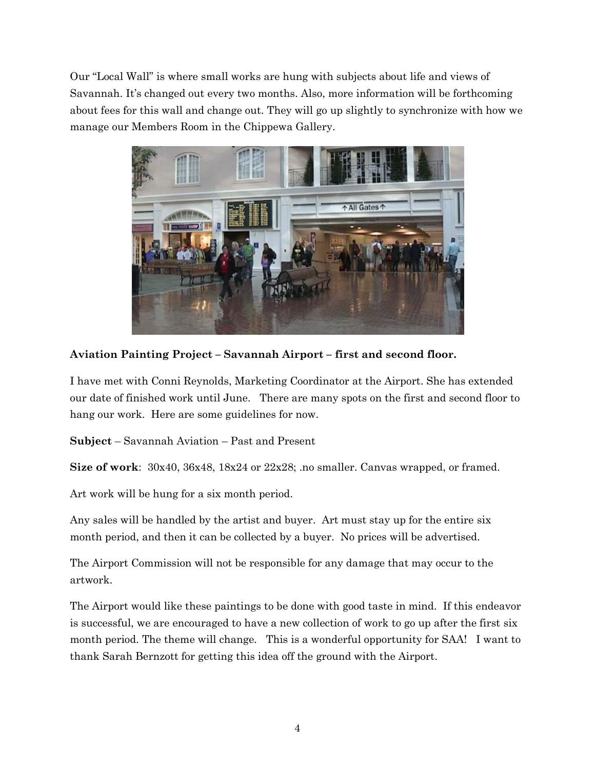Our “Local Wall” is where small works are hung with subjects about life and views of Savannah. It’s changed out every two months. Also, more information will be forthcoming about fees for this wall and change out. They will go up slightly to synchronize with how we manage our Members Room in the Chippewa Gallery.

**Aviation Painting Project – Savannah Airport – first and second floor.**

I have met with Conni Reynolds, Marketing Coordinator at the Airport. She has extended our date of finished work until June. There are many spots on the first and second floor to hang our work. Here are some guidelines for now.

**Subject** – Savannah Aviation – Past and Present

**Size of work**: 30x40, 36x48, 18x24 or 22x28; .no smaller. Canvas wrapped, or framed.

Art work will be hung for a six month period.

Any sales will be handled by the artist and buyer. Art must stay up for the entire six month period, and then it can be collected by a buyer. No prices will be advertised.

The Airport Commission will not be responsible for any damage that may occur to the artwork.

The Airport would like these paintings to be done with good taste in mind. If this endeavor is successful, we are encouraged to have a new collection of work to go up after the first six month period. The theme will change. This is a wonderful opportunity for SAA! I want to thank Sarah Bernzott for getting this idea off the ground with the Airport.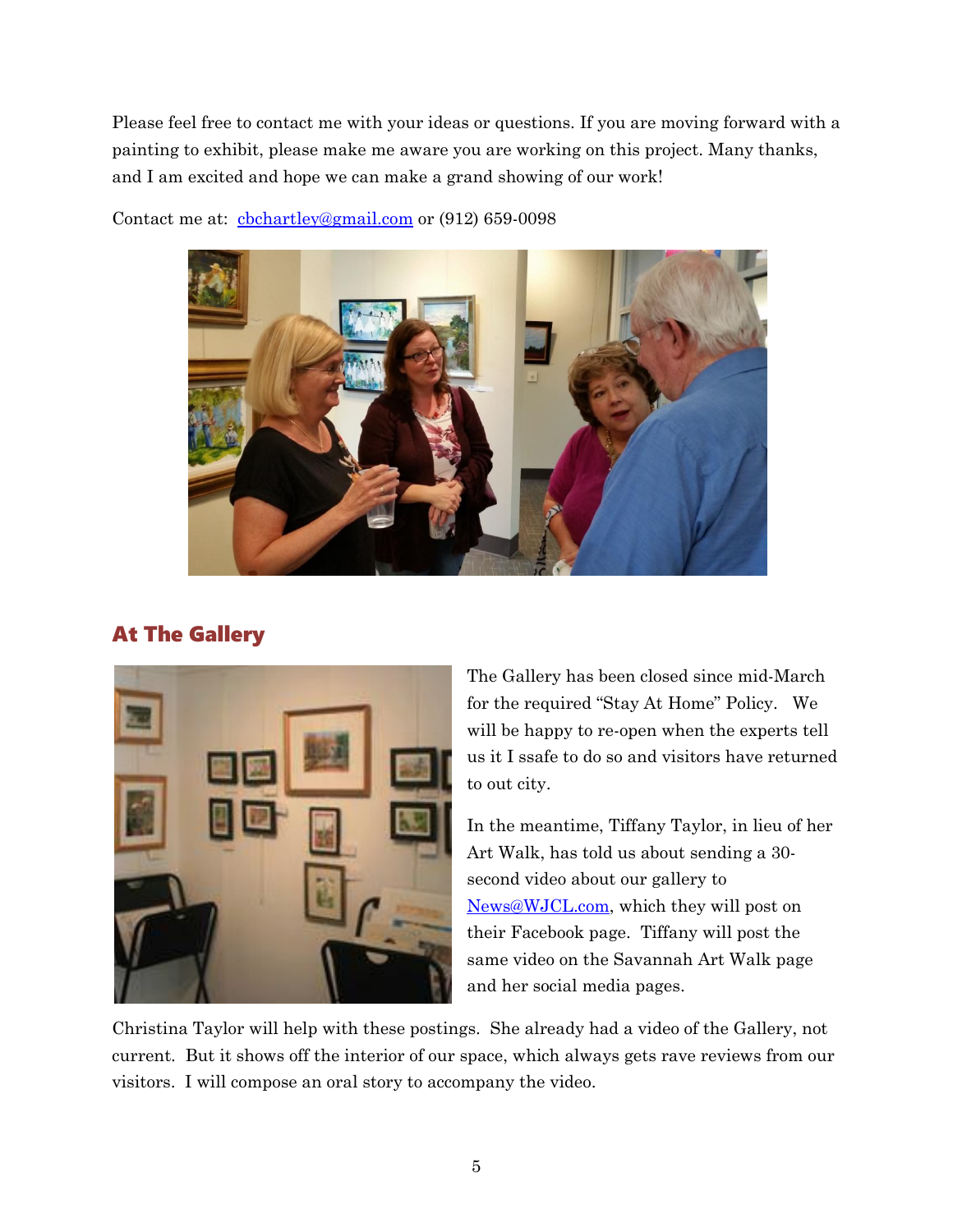Please feel free to contact me with your ideas or questions. If you are moving forward with a painting to exhibit, please make me aware you are working on this project. Many thanks, and I am excited and hope we can make a grand showing of our work!

Contact me at: [cbchartley@gmail.com](mailto:cbchartley@gmail.com) or (912) 659-0098

## At The Gallery

The Gallery has been closed since mid-March for the required "Stay At Home" Policy. We will be happy to re-open when the experts tell us it I ssafe to do so and visitors have returned to out city.

In the meantime, Tiffany Taylor, in lieu of her Art Walk, has told us about sending a 30-second video about our gallery to [News@WJCL.com](mailto:News@WJCL.com), which they will post on their Facebook page. Tiffany will post the same video on the Savannah Art Walk page and her social media pages.

Christina Taylor will help with these postings. She already had a video of the Gallery, not current. But it shows off the interior of our space, which always gets rave reviews from our visitors. I will compose an oral story to accompany the video.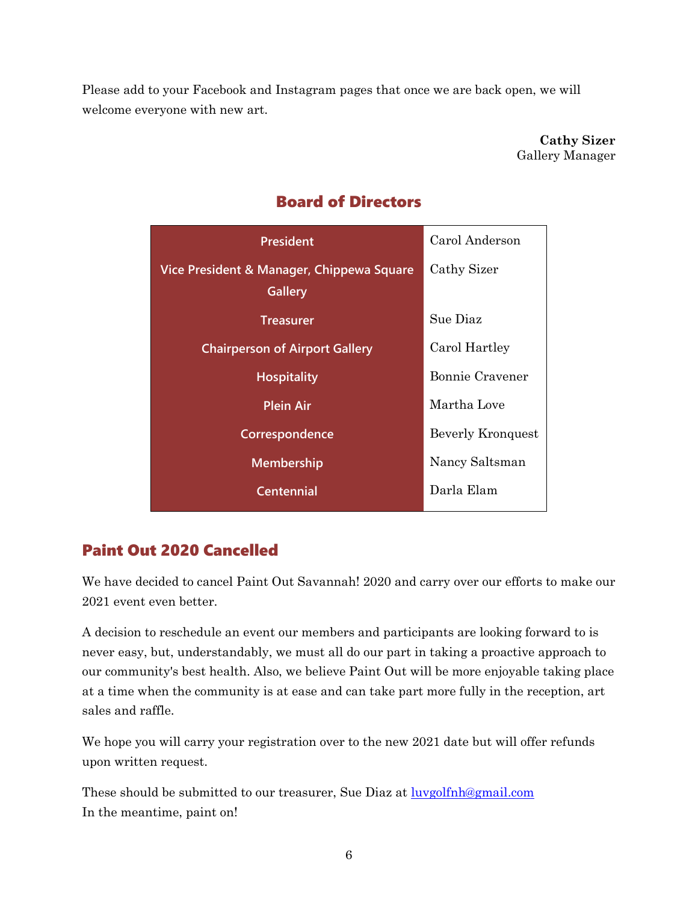Please add to your Facebook and Instagram pages that once we are back open, we will welcome everyone with new art.

**Cathy Sizer**
Gallery Manager

## Board of Directors

| | |
|---|---|
| **President** | Carol Anderson |
| **Vice President & Manager, Chippewa Square Gallery** | Cathy Sizer |
| **Treasurer** | Sue Diaz |
| **Chairperson of Airport Gallery** | Carol Hartley |
| **Hospitality** | Bonnie Cravener |
| **Plein Air** | Martha Love |
| **Correspondence** | Beverly Kronquest |
| **Membership** | Nancy Saltsman |
| **Centennial** | Darla Elam |

## Paint Out 2020 Cancelled

We have decided to cancel Paint Out Savannah! 2020 and carry over our efforts to make our 2021 event even better.

A decision to reschedule an event our members and participants are looking forward to is never easy, but, understandably, we must all do our part in taking a proactive approach to our community's best health. Also, we believe Paint Out will be more enjoyable taking place at a time when the community is at ease and can take part more fully in the reception, art sales and raffle.

We hope you will carry your registration over to the new 2021 date but will offer refunds upon written request.

These should be submitted to our treasurer, Sue Diaz at luvgolfnh@gmail.com
In the meantime, paint on!